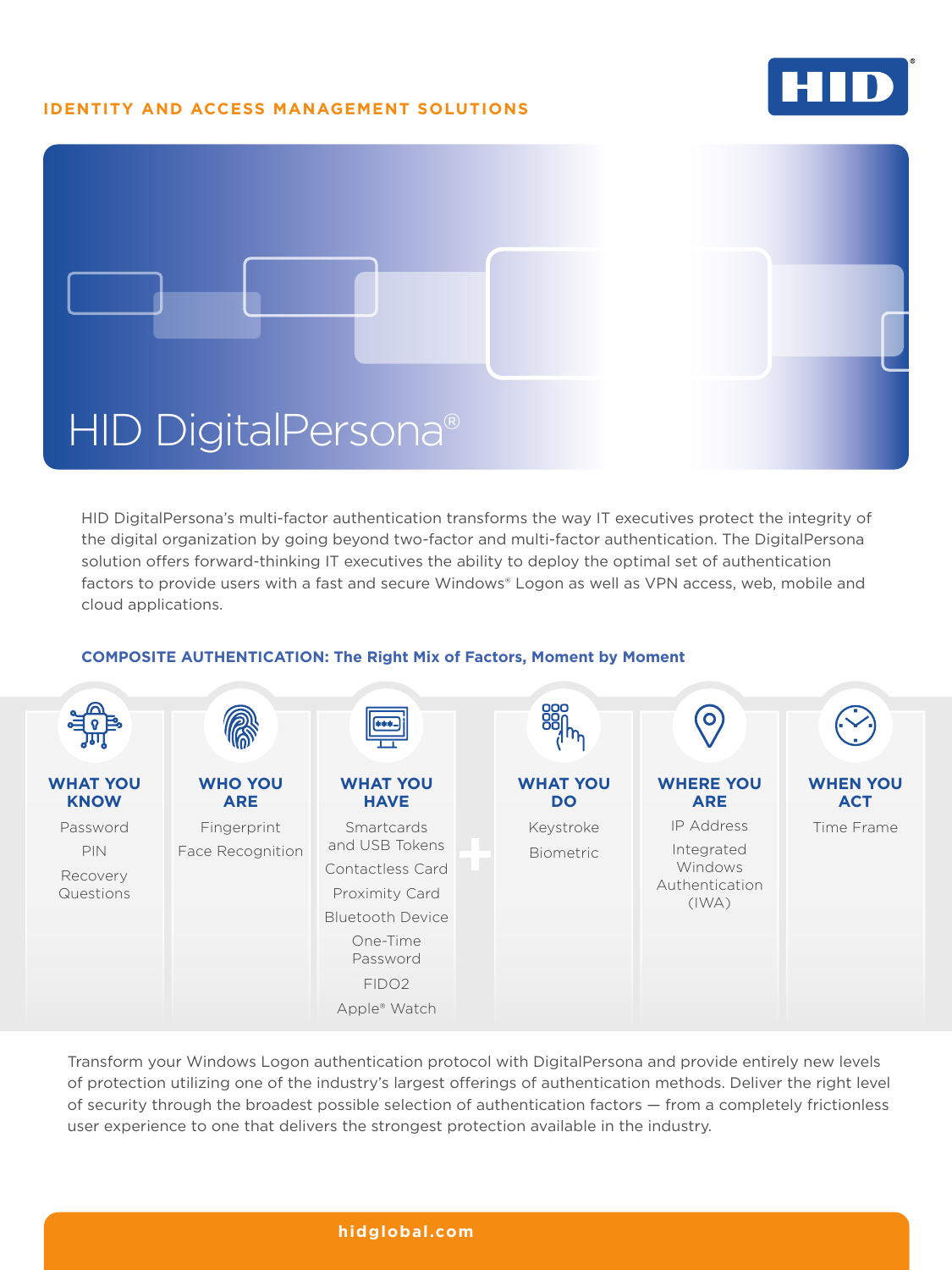IDENTITY AND ACCESS MANAGEMENT SOLUTIONS

# HID DigitalPersona®

HID DigitalPersona's multi-factor authentication transforms the way IT executives protect the integrity of the digital organization by going beyond two-factor and multi-factor authentication. The DigitalPersona solution offers forward-thinking IT executives the ability to deploy the optimal set of authentication factors to provide users with a fast and secure Windows® Logon as well as VPN access, web, mobile and cloud applications.

## COMPOSITE AUTHENTICATION: The Right Mix of Factors, Moment by Moment

| WHAT YOU KNOW | WHO YOU ARE | WHAT YOU HAVE | + | WHAT YOU DO | WHERE YOU ARE | WHEN YOU ACT |
|---|---|---|---|---|---|---|
| Password | Fingerprint | Smartcards and USB Tokens | | Keystroke | IP Address | Time Frame |
| PIN | Face Recognition | Contactless Card | | Biometric | Integrated Windows Authentication (IWA) | |
| Recovery Questions | | Proximity Card | | | | |
| | | Bluetooth Device | | | | |
| | | One-Time Password | | | | |
| | | FIDO2 | | | | |
| | | Apple® Watch | | | | |

Transform your Windows Logon authentication protocol with DigitalPersona and provide entirely new levels of protection utilizing one of the industry's largest offerings of authentication methods. Deliver the right level of security through the broadest possible selection of authentication factors — from a completely frictionless user experience to one that delivers the strongest protection available in the industry.

hidglobal.com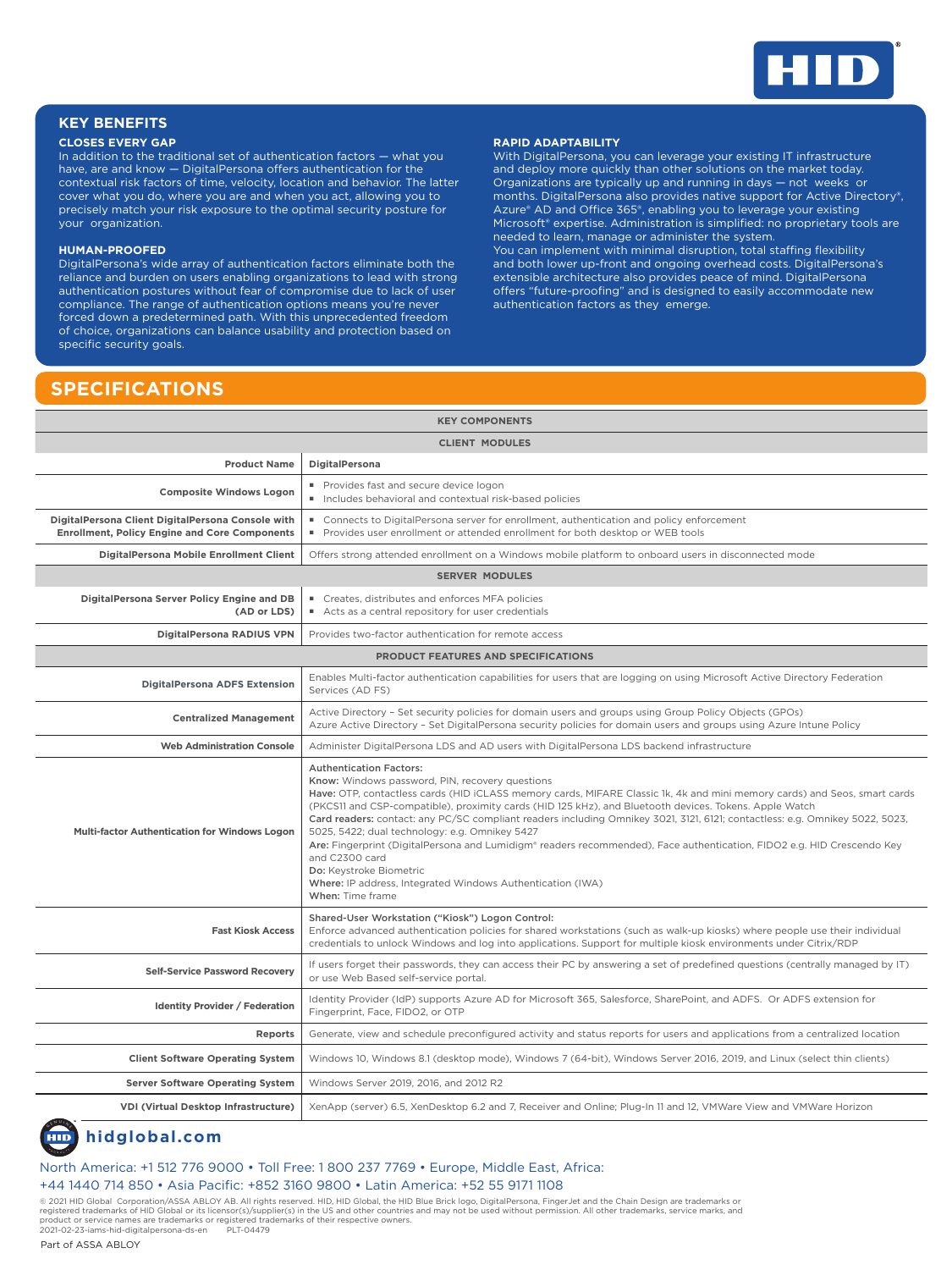## KEY BENEFITS

### CLOSES EVERY GAP

In addition to the traditional set of authentication factors — what you have, are and know — DigitalPersona offers authentication for the contextual risk factors of time, velocity, location and behavior. The latter cover what you do, where you are and when you act, allowing you to precisely match your risk exposure to the optimal security posture for your organization.

### HUMAN-PROOFED

DigitalPersona's wide array of authentication factors eliminate both the reliance and burden on users enabling organizations to lead with strong authentication postures without fear of compromise due to lack of user compliance. The range of authentication options means you're never forced down a predetermined path. With this unprecedented freedom of choice, organizations can balance usability and protection based on specific security goals.

### RAPID ADAPTABILITY

With DigitalPersona, you can leverage your existing IT infrastructure and deploy more quickly than other solutions on the market today. Organizations are typically up and running in days — not weeks or months. DigitalPersona also provides native support for Active Directory®, Azure® AD and Office 365®, enabling you to leverage your existing Microsoft® expertise. Administration is simplified: no proprietary tools are needed to learn, manage or administer the system.
You can implement with minimal disruption, total staffing flexibility and both lower up-front and ongoing overhead costs. DigitalPersona's extensible architecture also provides peace of mind. DigitalPersona offers "future-proofing" and is designed to easily accommodate new authentication factors as they emerge.

## SPECIFICATIONS

| | |
|---|---|
| **KEY COMPONENTS** | |
| **CLIENT MODULES** | |
| **Product Name** | **DigitalPersona** |
| **Composite Windows Logon** | ▪ Provides fast and secure device logon<br>▪ Includes behavioral and contextual risk-based policies |
| **DigitalPersona Client DigitalPersona Console with Enrollment, Policy Engine and Core Components** | ▪ Connects to DigitalPersona server for enrollment, authentication and policy enforcement<br>▪ Provides user enrollment or attended enrollment for both desktop or WEB tools |
| **DigitalPersona Mobile Enrollment Client** | Offers strong attended enrollment on a Windows mobile platform to onboard users in disconnected mode |
| **SERVER MODULES** | |
| **DigitalPersona Server Policy Engine and DB (AD or LDS)** | ▪ Creates, distributes and enforces MFA policies<br>▪ Acts as a central repository for user credentials |
| **DigitalPersona RADIUS VPN** | Provides two-factor authentication for remote access |
| **PRODUCT FEATURES AND SPECIFICATIONS** | |
| **DigitalPersona ADFS Extension** | Enables Multi-factor authentication capabilities for users that are logging on using Microsoft Active Directory Federation Services (AD FS) |
| **Centralized Management** | Active Directory – Set security policies for domain users and groups using Group Policy Objects (GPOs)<br>Azure Active Directory – Set DigitalPersona security policies for domain users and groups using Azure Intune Policy |
| **Web Administration Console** | Administer DigitalPersona LDS and AD users with DigitalPersona LDS backend infrastructure |
| **Multi-factor Authentication for Windows Logon** | **Authentication Factors:**<br>**Know:** Windows password, PIN, recovery questions<br>**Have:** OTP, contactless cards (HID iCLASS memory cards, MIFARE Classic 1k, 4k and mini memory cards) and Seos, smart cards (PKCS11 and CSP-compatible), proximity cards (HID 125 kHz), and Bluetooth devices. Tokens. Apple Watch<br>**Card readers:** contact: any PC/SC compliant readers including Omnikey 3021, 3121, 6121; contactless: e.g. Omnikey 5022, 5023, 5025, 5422; dual technology: e.g. Omnikey 5427<br>**Are:** Fingerprint (DigitalPersona and Lumidigm® readers recommended), Face authentication, FIDO2 e.g. HID Crescendo Key and C2300 card<br>**Do:** Keystroke Biometric<br>**Where:** IP address, Integrated Windows Authentication (IWA)<br>**When:** Time frame |
| **Fast Kiosk Access** | **Shared-User Workstation ("Kiosk") Logon Control:**<br>Enforce advanced authentication policies for shared workstations (such as walk-up kiosks) where people use their individual credentials to unlock Windows and log into applications. Support for multiple kiosk environments under Citrix/RDP |
| **Self-Service Password Recovery** | If users forget their passwords, they can access their PC by answering a set of predefined questions (centrally managed by IT) or use Web Based self-service portal. |
| **Identity Provider / Federation** | Identity Provider (IdP) supports Azure AD for Microsoft 365, Salesforce, SharePoint, and ADFS. Or ADFS extension for Fingerprint, Face, FIDO2, or OTP |
| **Reports** | Generate, view and schedule preconfigured activity and status reports for users and applications from a centralized location |
| **Client Software Operating System** | Windows 10, Windows 8.1 (desktop mode), Windows 7 (64-bit), Windows Server 2016, 2019, and Linux (select thin clients) |
| **Server Software Operating System** | Windows Server 2019, 2016, and 2012 R2 |
| **VDI (Virtual Desktop Infrastructure)** | XenApp (server) 6.5, XenDesktop 6.2 and 7, Receiver and Online; Plug-In 11 and 12, VMWare View and VMWare Horizon |

**hidglobal.com**

North America: +1 512 776 9000 • Toll Free: 1 800 237 7769 • Europe, Middle East, Africa: +44 1440 714 850 • Asia Pacific: +852 3160 9800 • Latin America: +52 55 9171 1108

© 2021 HID Global Corporation/ASSA ABLOY AB. All rights reserved. HID, HID Global, the HID Blue Brick logo, DigitalPersona, FingerJet and the Chain Design are trademarks or registered trademarks of HID Global or its licensor(s)/supplier(s) in the US and other countries and may not be used without permission. All other trademarks, service marks, and product or service names are trademarks or registered trademarks of their respective owners.
2021-02-23-iams-hid-digitalpersona-ds-en PLT-04479

Part of ASSA ABLOY